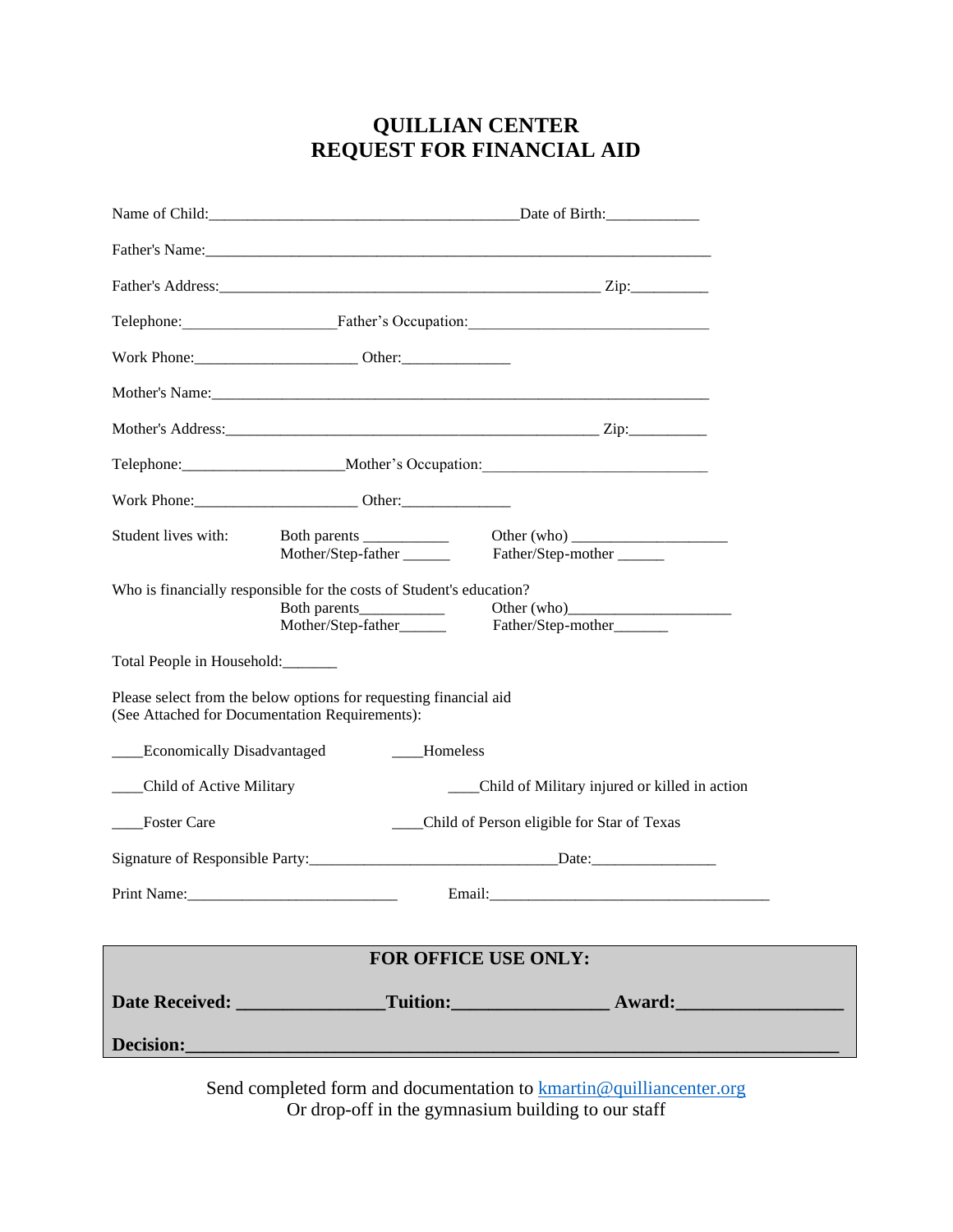# QUILLIAN CENTER
# REQUEST FOR FINANCIAL AID

Name of Child:________________________________________Date of Birth:____________

Father's Name:_________________________________________________________________

Father's Address:________________________________________________ Zip:__________

Telephone:___________________Father's Occupation:______________________________

Work Phone:_____________________ Other:______________

Mother's Name:_________________________________________________________________

Mother's Address:_______________________________________________ Zip:__________

Telephone:____________________Mother's Occupation:____________________________

Work Phone:_____________________ Other:______________

Student lives with:
- Both parents ___________
- Mother/Step-father ______
- Other (who) ____________________
- Father/Step-mother ______

Who is financially responsible for the costs of Student's education?
- Both parents___________
- Mother/Step-father______
- Other (who)_____________________
- Father/Step-mother_______

Total People in Household:_______

Please select from the below options for requesting financial aid
(See Attached for Documentation Requirements):

____Economically Disadvantaged

____Homeless

____Child of Active Military

____Child of Military injured or killed in action

____Foster Care

____Child of Person eligible for Star of Texas

Signature of Responsible Party:________________________________Date:________________

Print Name:___________________________ Email:____________________________________

**FOR OFFICE USE ONLY:**

**Date Received: _______________Tuition:________________ Award:_________________**

**Decision:_____________________________________________________________________**

Send completed form and documentation to kmartin@quilliancenter.org
Or drop-off in the gymnasium building to our staff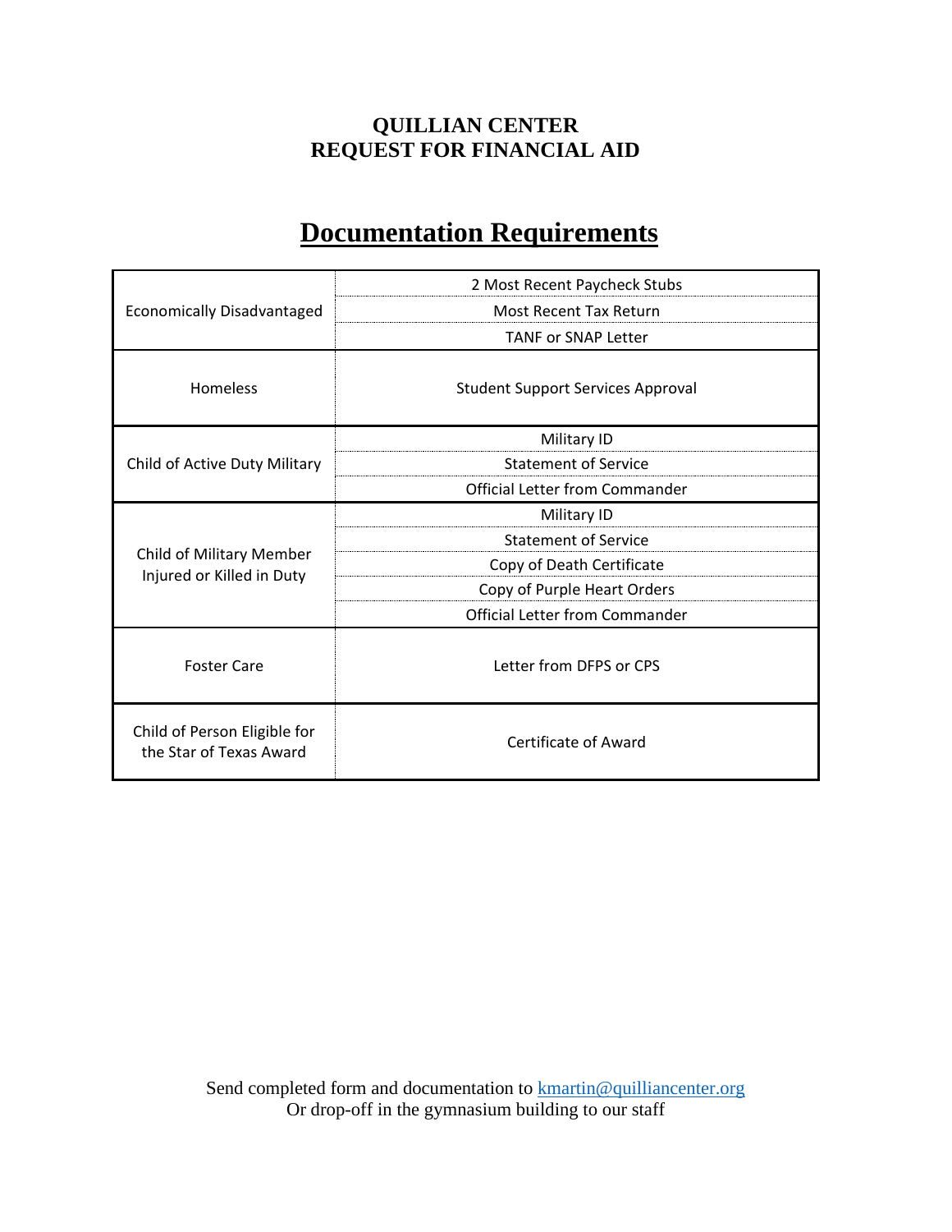**QUILLIAN CENTER**
**REQUEST FOR FINANCIAL AID**

# Documentation Requirements

| | |
|---|---|
| Economically Disadvantaged | 2 Most Recent Paycheck Stubs |
| | Most Recent Tax Return |
| | TANF or SNAP Letter |
| Homeless | Student Support Services Approval |
| Child of Active Duty Military | Military ID |
| | Statement of Service |
| | Official Letter from Commander |
| Child of Military Member Injured or Killed in Duty | Military ID |
| | Statement of Service |
| | Copy of Death Certificate |
| | Copy of Purple Heart Orders |
| | Official Letter from Commander |
| Foster Care | Letter from DFPS or CPS |
| Child of Person Eligible for the Star of Texas Award | Certificate of Award |

Send completed form and documentation to [kmartin@quilliancenter.org](mailto:kmartin@quilliancenter.org)
Or drop-off in the gymnasium building to our staff